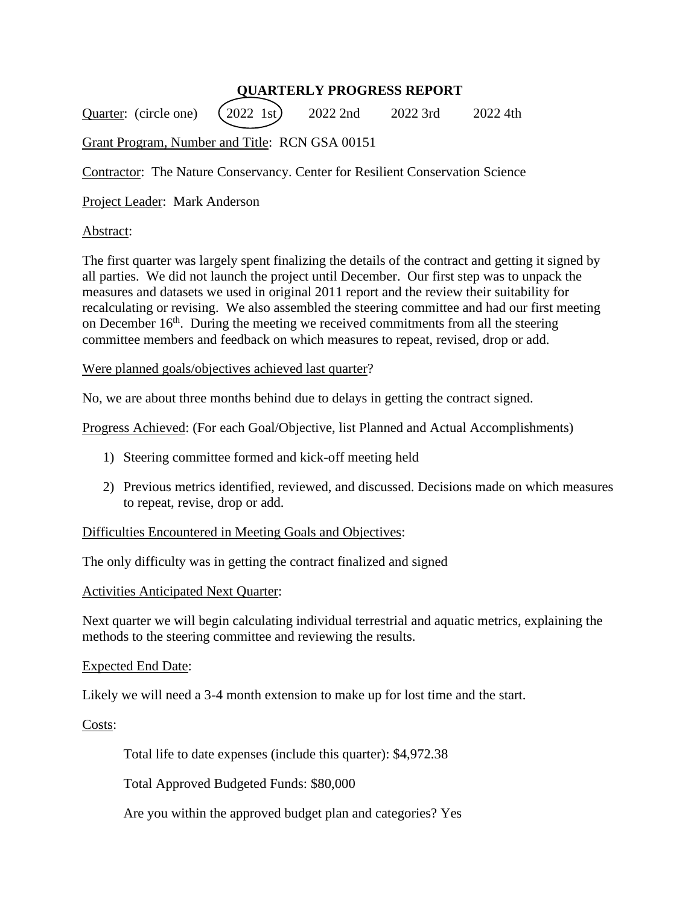# QUARTERLY PROGRESS REPORT

Quarter: (circle one) (2022 1st) 2022 2nd 2022 3rd 2022 4th

Grant Program, Number and Title: RCN GSA 00151

Contractor: The Nature Conservancy. Center for Resilient Conservation Science

Project Leader: Mark Anderson

Abstract:

The first quarter was largely spent finalizing the details of the contract and getting it signed by all parties. We did not launch the project until December. Our first step was to unpack the measures and datasets we used in original 2011 report and the review their suitability for recalculating or revising. We also assembled the steering committee and had our first meeting on December 16th. During the meeting we received commitments from all the steering committee members and feedback on which measures to repeat, revised, drop or add.

Were planned goals/objectives achieved last quarter?

No, we are about three months behind due to delays in getting the contract signed.

Progress Achieved: (For each Goal/Objective, list Planned and Actual Accomplishments)

1) Steering committee formed and kick-off meeting held
2) Previous metrics identified, reviewed, and discussed. Decisions made on which measures to repeat, revise, drop or add.

Difficulties Encountered in Meeting Goals and Objectives:

The only difficulty was in getting the contract finalized and signed

Activities Anticipated Next Quarter:

Next quarter we will begin calculating individual terrestrial and aquatic metrics, explaining the methods to the steering committee and reviewing the results.

Expected End Date:

Likely we will need a 3-4 month extension to make up for lost time and the start.

Costs:

Total life to date expenses (include this quarter): $4,972.38

Total Approved Budgeted Funds: $80,000

Are you within the approved budget plan and categories? Yes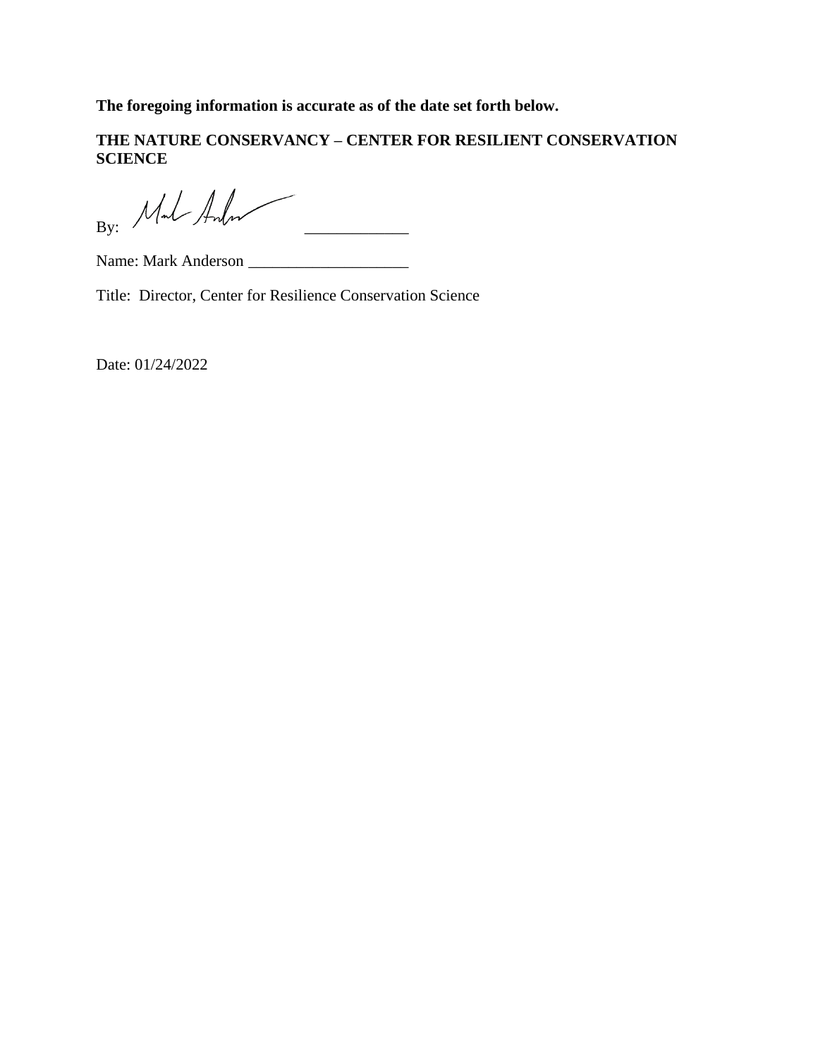**The foregoing information is accurate as of the date set forth below.**

**THE NATURE CONSERVANCY – CENTER FOR RESILIENT CONSERVATION SCIENCE**

By: _____________

Name: Mark Anderson ____________________

Title: Director, Center for Resilience Conservation Science

Date: 01/24/2022